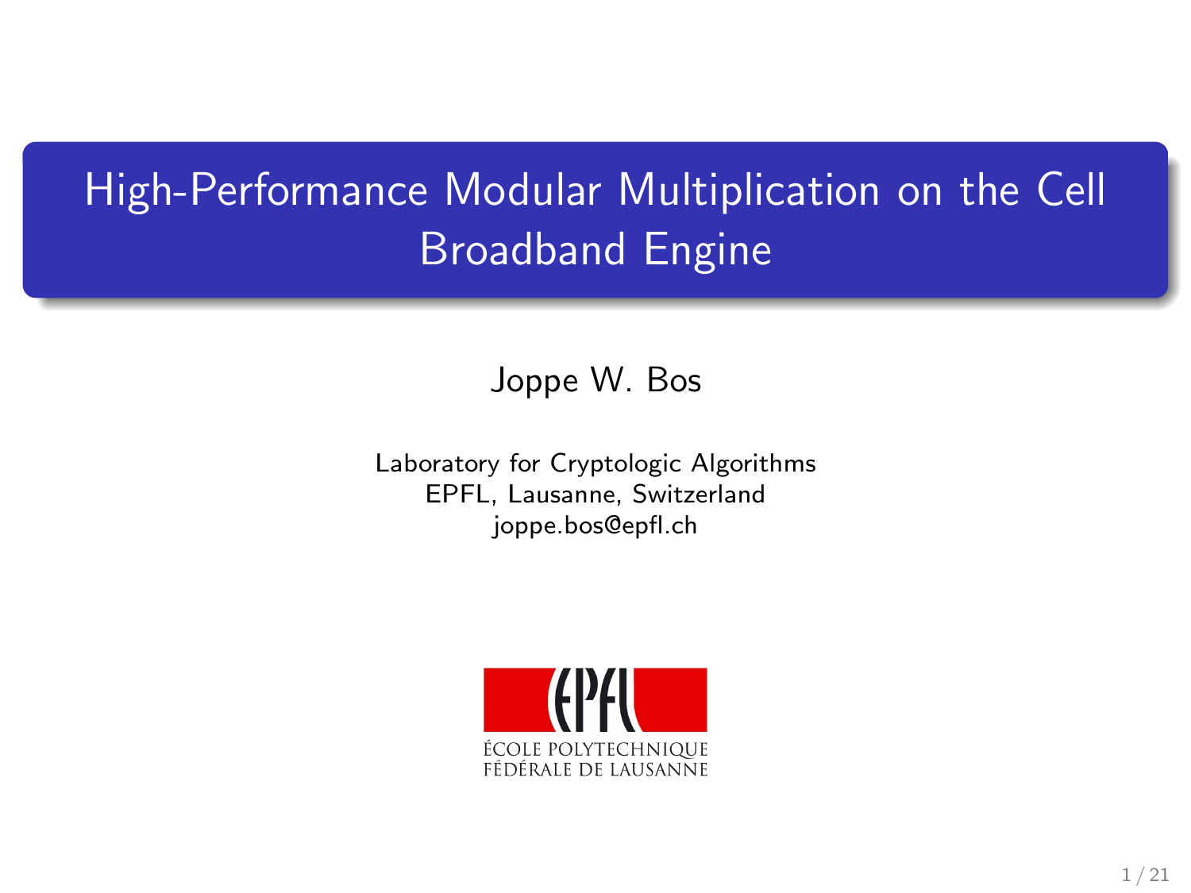# High-Performance Modular Multiplication on the Cell Broadband Engine

Joppe W. Bos

Laboratory for Cryptologic Algorithms
EPFL, Lausanne, Switzerland
joppe.bos@epfl.ch

ÉCOLE POLYTECHNIQUE
FÉDÉRALE DE LAUSANNE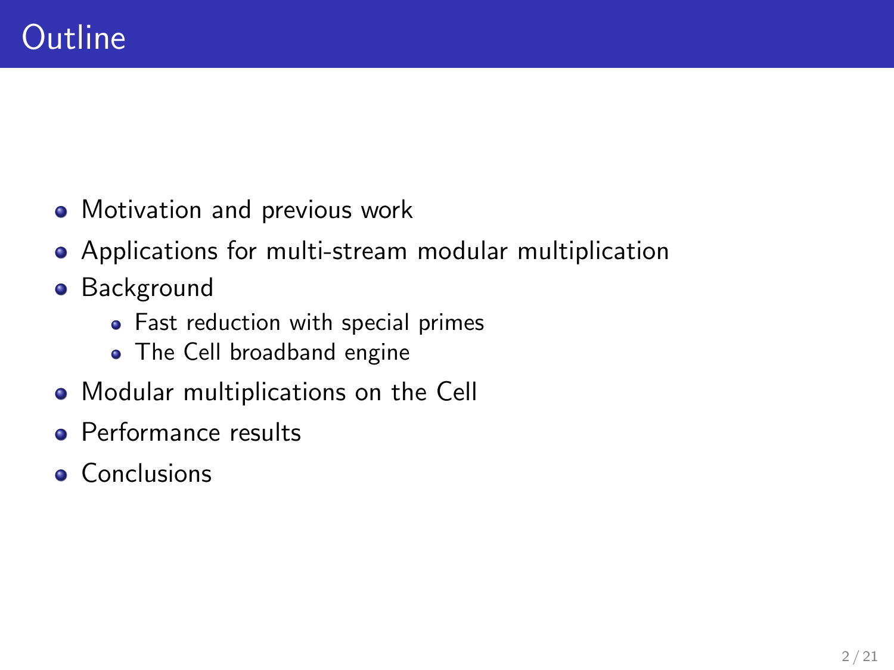# Outline

- Motivation and previous work
- Applications for multi-stream modular multiplication
- Background
  - Fast reduction with special primes
  - The Cell broadband engine
- Modular multiplications on the Cell
- Performance results
- Conclusions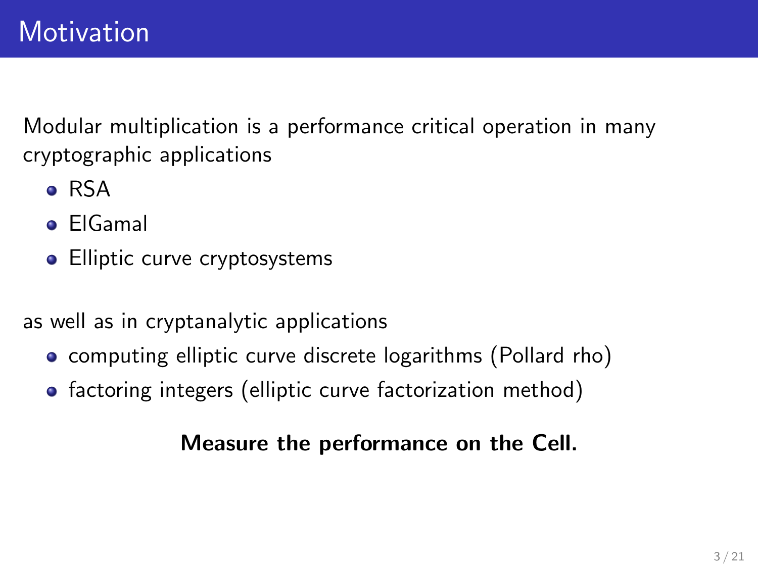# Motivation

Modular multiplication is a performance critical operation in many cryptographic applications

- RSA
- ElGamal
- Elliptic curve cryptosystems

as well as in cryptanalytic applications

- computing elliptic curve discrete logarithms (Pollard rho)
- factoring integers (elliptic curve factorization method)

**Measure the performance on the Cell.**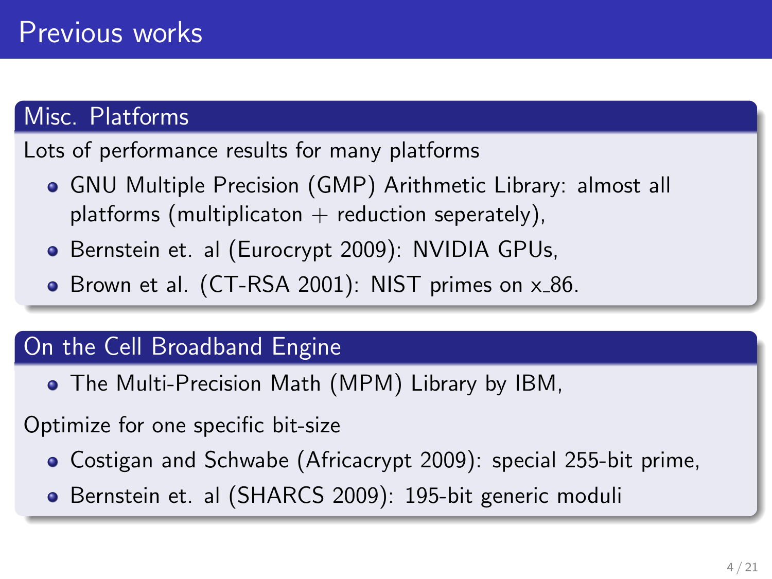# Previous works

## Misc. Platforms

Lots of performance results for many platforms

- GNU Multiple Precision (GMP) Arithmetic Library: almost all platforms (multiplicaton + reduction seperately),
- Bernstein et. al (Eurocrypt 2009): NVIDIA GPUs,
- Brown et al. (CT-RSA 2001): NIST primes on x_86.

## On the Cell Broadband Engine

- The Multi-Precision Math (MPM) Library by IBM,

Optimize for one specific bit-size

- Costigan and Schwabe (Africacrypt 2009): special 255-bit prime,
- Bernstein et. al (SHARCS 2009): 195-bit generic moduli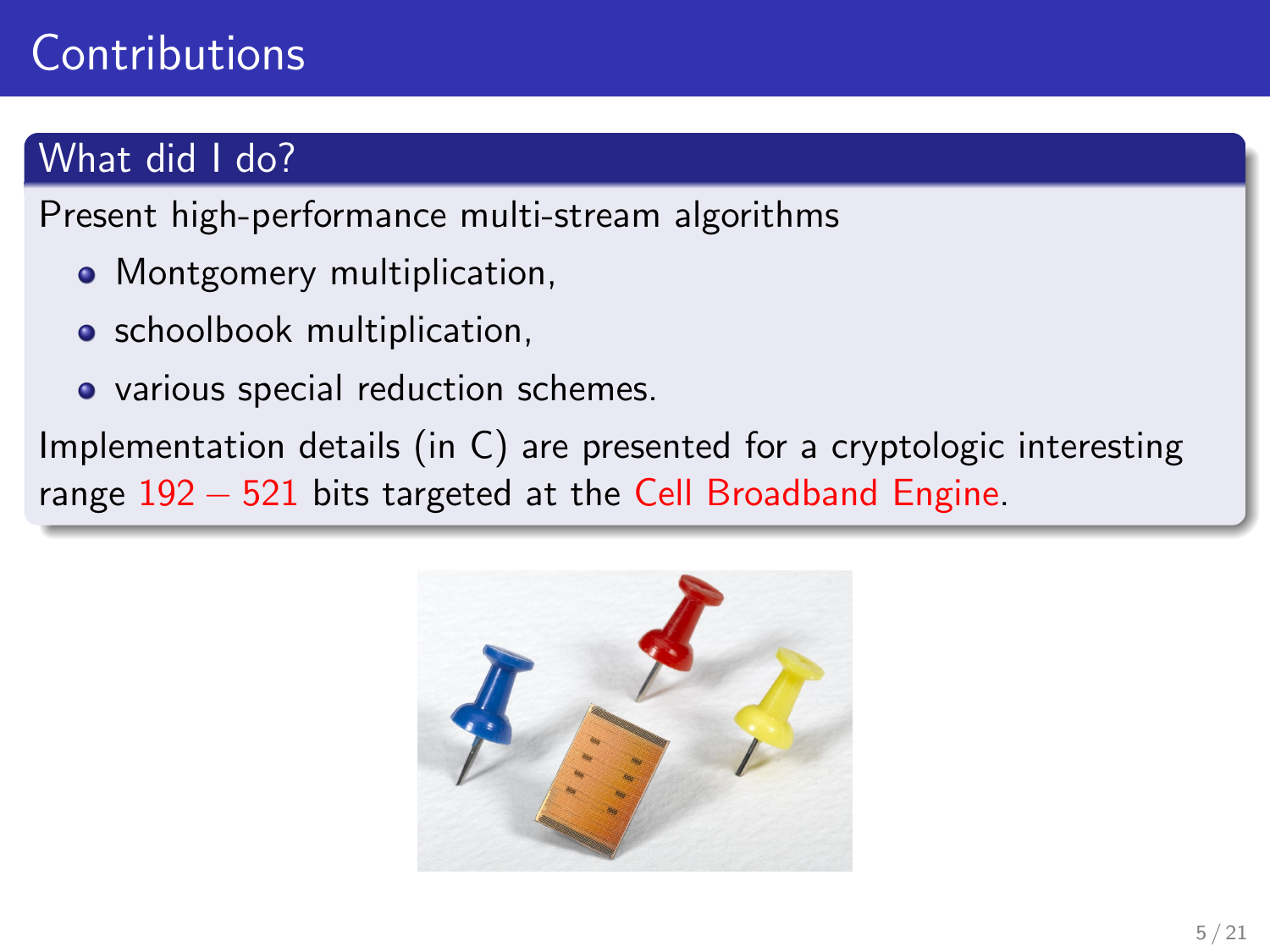# Contributions

## What did I do?

Present high-performance multi-stream algorithms

- Montgomery multiplication,
- schoolbook multiplication,
- various special reduction schemes.

Implementation details (in C) are presented for a cryptologic interesting range 192 – 521 bits targeted at the Cell Broadband Engine.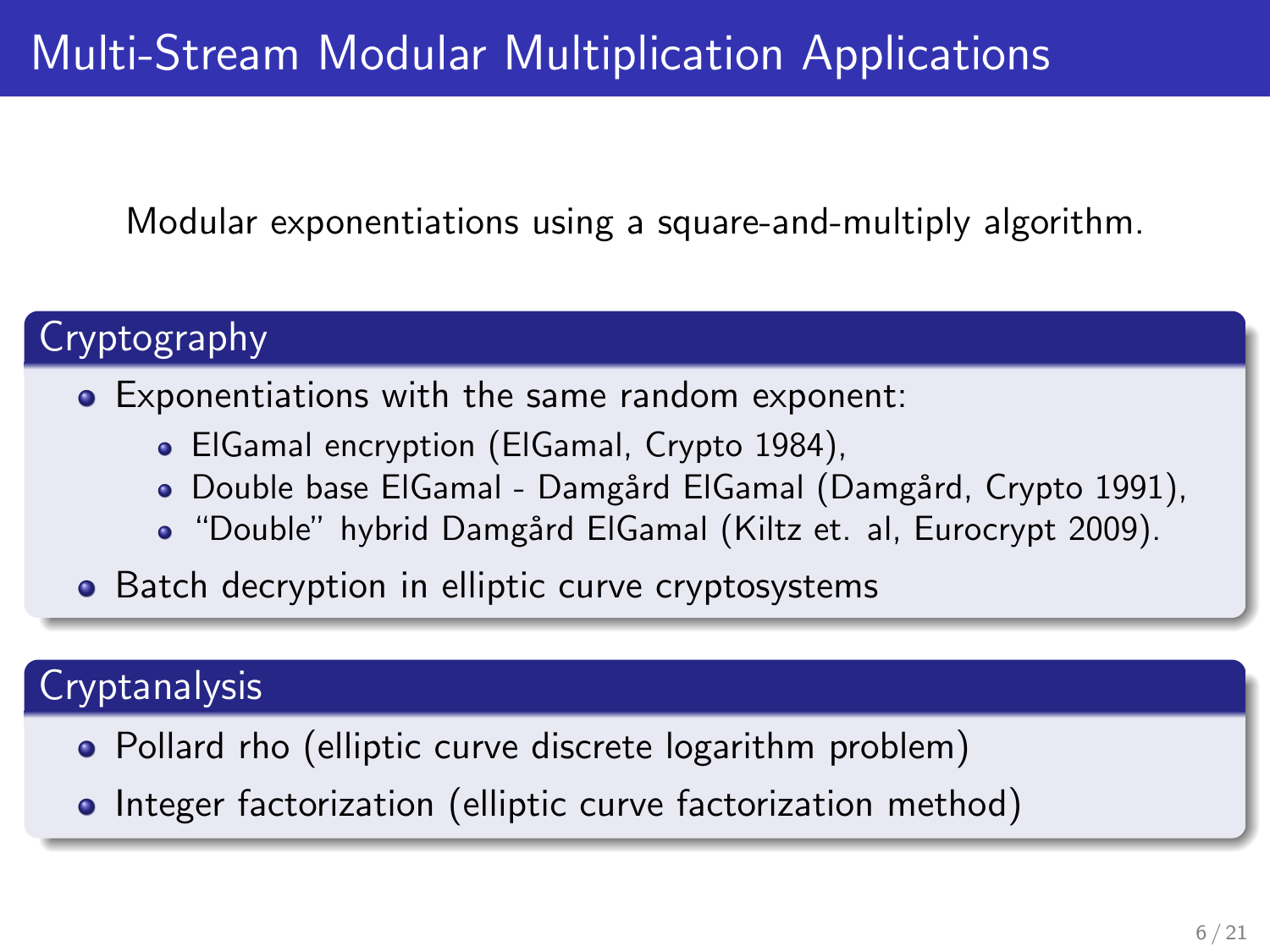# Multi-Stream Modular Multiplication Applications

Modular exponentiations using a square-and-multiply algorithm.

## Cryptography

- Exponentiations with the same random exponent:
  - ElGamal encryption (ElGamal, Crypto 1984),
  - Double base ElGamal - Damgård ElGamal (Damgård, Crypto 1991),
  - "Double" hybrid Damgård ElGamal (Kiltz et. al, Eurocrypt 2009).
- Batch decryption in elliptic curve cryptosystems

## Cryptanalysis

- Pollard rho (elliptic curve discrete logarithm problem)
- Integer factorization (elliptic curve factorization method)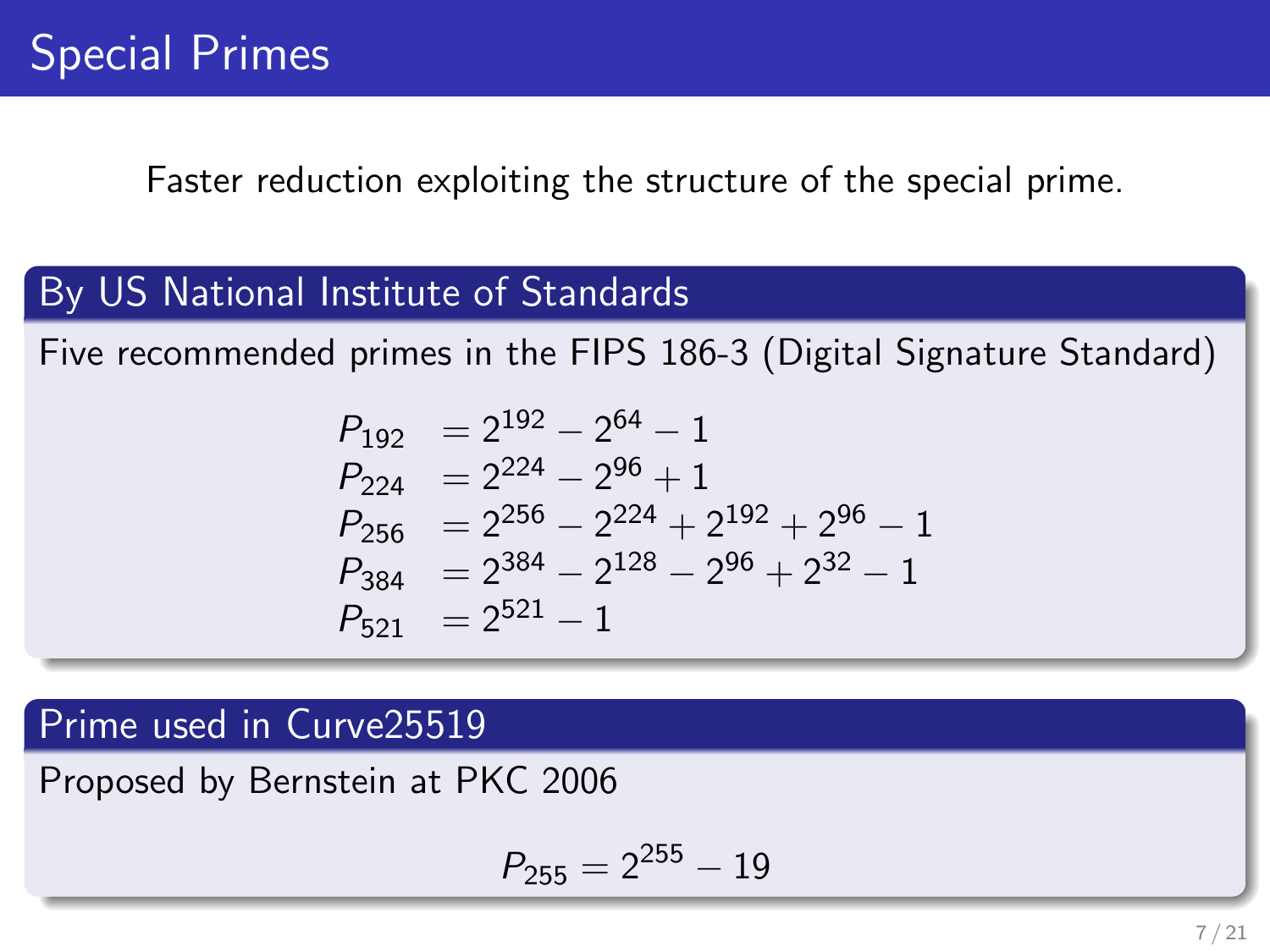# Special Primes

Faster reduction exploiting the structure of the special prime.

## By US National Institute of Standards

Five recommended primes in the FIPS 186-3 (Digital Signature Standard)

$$
\begin{aligned}
P_{192} &= 2^{192} - 2^{64} - 1 \\
P_{224} &= 2^{224} - 2^{96} + 1 \\
P_{256} &= 2^{256} - 2^{224} + 2^{192} + 2^{96} - 1 \\
P_{384} &= 2^{384} - 2^{128} - 2^{96} + 2^{32} - 1 \\
P_{521} &= 2^{521} - 1
\end{aligned}
$$

## Prime used in Curve25519

Proposed by Bernstein at PKC 2006

$$P_{255} = 2^{255} - 19$$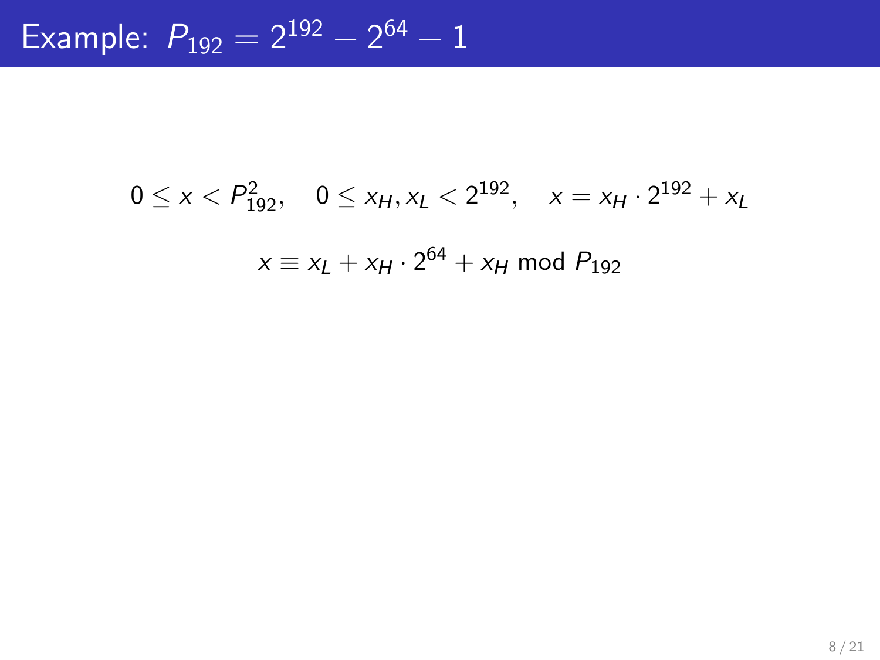# Example: $P_{192} = 2^{192} - 2^{64} - 1$

$$0 \leq x < P_{192}^2, \quad 0 \leq x_H, x_L < 2^{192}, \quad x = x_H \cdot 2^{192} + x_L$$

$$x \equiv x_L + x_H \cdot 2^{64} + x_H \bmod P_{192}$$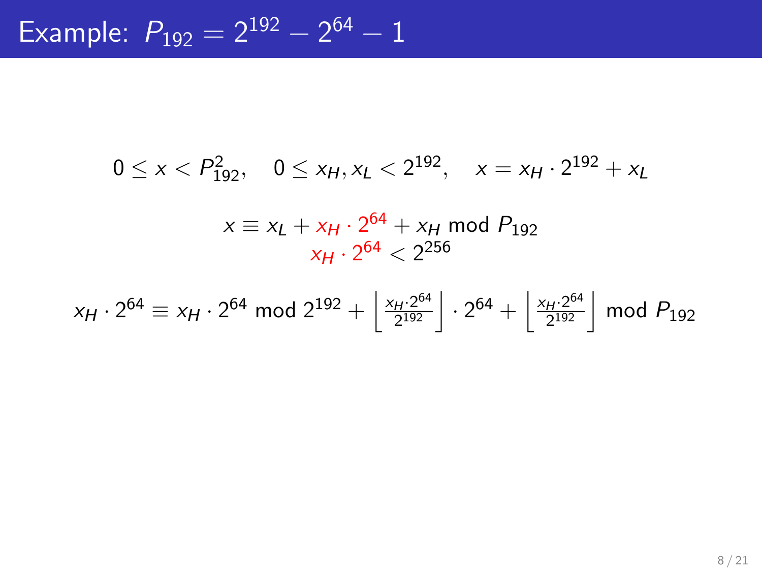# Example: $P_{192} = 2^{192} - 2^{64} - 1$

$$0 \le x < P_{192}^2, \quad 0 \le x_H, x_L < 2^{192}, \quad x = x_H \cdot 2^{192} + x_L$$

$$x \equiv x_L + x_H \cdot 2^{64} + x_H \bmod P_{192}$$
$$x_H \cdot 2^{64} < 2^{256}$$

$$x_H \cdot 2^{64} \equiv x_H \cdot 2^{64} \bmod 2^{192} + \left\lfloor \frac{x_H \cdot 2^{64}}{2^{192}} \right\rfloor \cdot 2^{64} + \left\lfloor \frac{x_H \cdot 2^{64}}{2^{192}} \right\rfloor \bmod P_{192}$$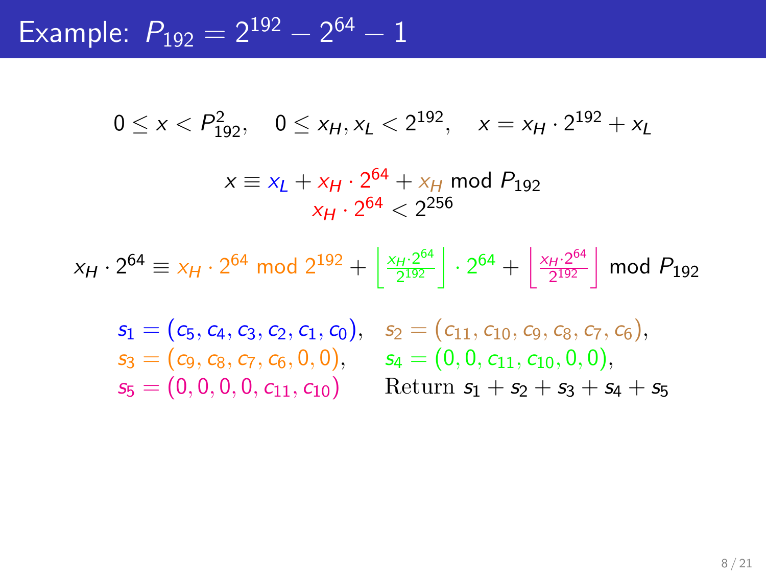# Example: $P_{192} = 2^{192} - 2^{64} - 1$

$$0 \le x < P_{192}^2, \quad 0 \le x_H, x_L < 2^{192}, \quad x = x_H \cdot 2^{192} + x_L$$

$$x \equiv x_L + x_H \cdot 2^{64} + x_H \bmod P_{192}$$
$$x_H \cdot 2^{64} < 2^{256}$$

$$x_H \cdot 2^{64} \equiv x_H \cdot 2^{64} \bmod 2^{192} + \left\lfloor \frac{x_H \cdot 2^{64}}{2^{192}} \right\rfloor \cdot 2^{64} + \left\lfloor \frac{x_H \cdot 2^{64}}{2^{192}} \right\rfloor \bmod P_{192}$$

$s_1 = (c_5, c_4, c_3, c_2, c_1, c_0)$, $s_2 = (c_{11}, c_{10}, c_9, c_8, c_7, c_6)$,
$s_3 = (c_9, c_8, c_7, c_6, 0, 0)$, $s_4 = (0, 0, c_{11}, c_{10}, 0, 0)$,
$s_5 = (0, 0, 0, 0, c_{11}, c_{10})$ Return $s_1 + s_2 + s_3 + s_4 + s_5$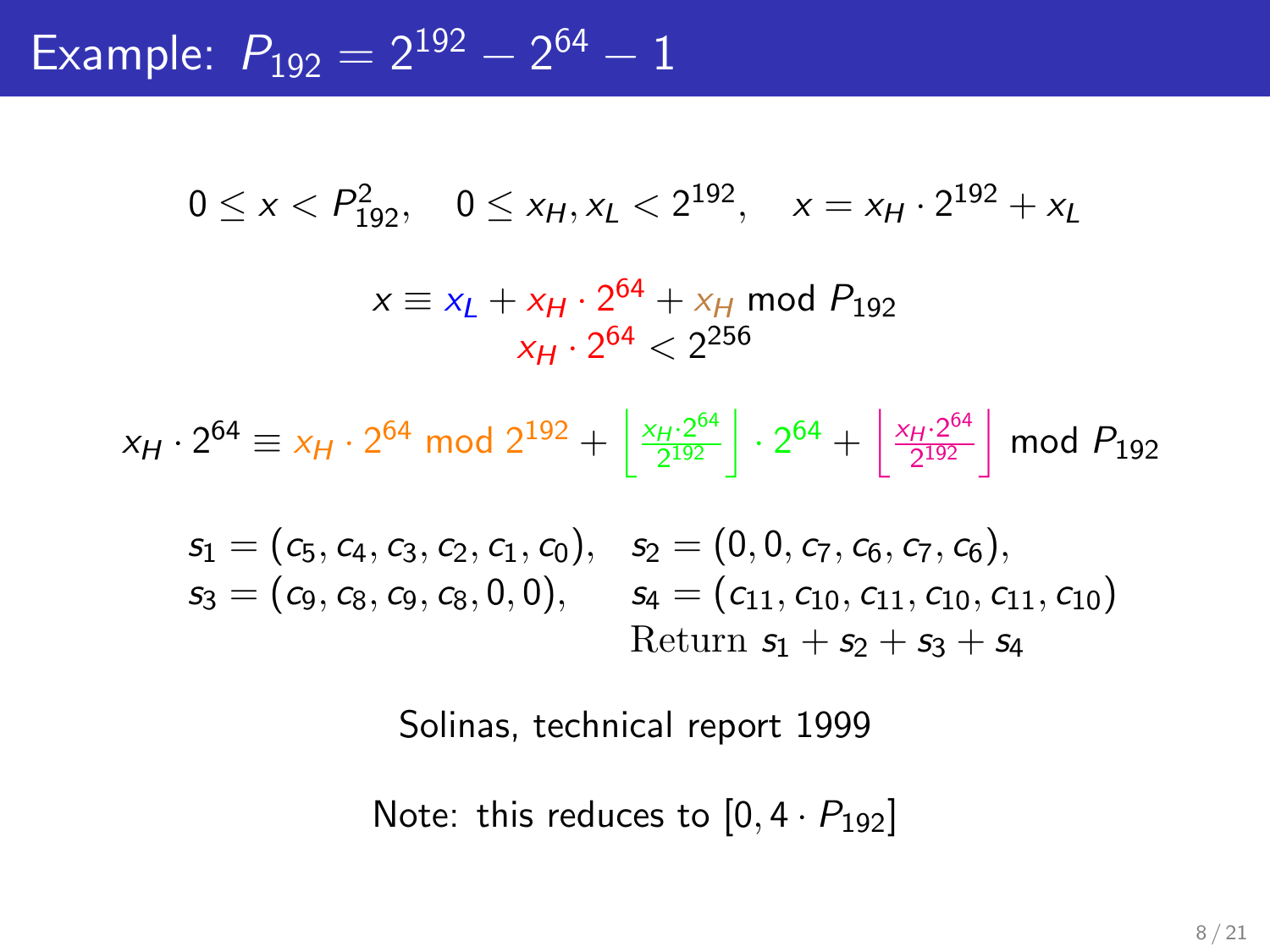# Example: $P_{192} = 2^{192} - 2^{64} - 1$

$$0 \leq x < P_{192}^2, \quad 0 \leq x_H, x_L < 2^{192}, \quad x = x_H \cdot 2^{192} + x_L$$

$$x \equiv x_L + x_H \cdot 2^{64} + x_H \bmod P_{192}$$

$$x_H \cdot 2^{64} < 2^{256}$$

$$x_H \cdot 2^{64} \equiv x_H \cdot 2^{64} \bmod 2^{192} + \left\lfloor \frac{x_H \cdot 2^{64}}{2^{192}} \right\rfloor \cdot 2^{64} + \left\lfloor \frac{x_H \cdot 2^{64}}{2^{192}} \right\rfloor \bmod P_{192}$$

$$s_1 = (c_5, c_4, c_3, c_2, c_1, c_0), \quad s_2 = (0, 0, c_7, c_6, c_7, c_6),$$

$$s_3 = (c_9, c_8, c_9, c_8, 0, 0), \quad s_4 = (c_{11}, c_{10}, c_{11}, c_{10}, c_{11}, c_{10})$$

$$\text{Return } s_1 + s_2 + s_3 + s_4$$

Solinas, technical report 1999

Note: this reduces to $[0, 4 \cdot P_{192}]$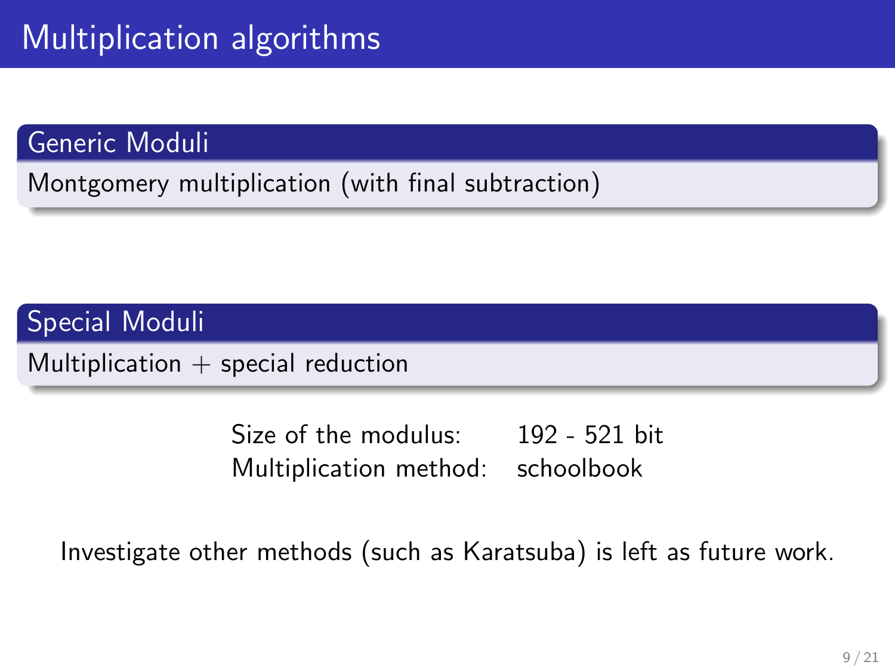# Multiplication algorithms

### Generic Moduli

Montgomery multiplication (with final subtraction)

### Special Moduli

Multiplication + special reduction

| | |
|---|---|
| Size of the modulus: | 192 - 521 bit |
| Multiplication method: | schoolbook |

Investigate other methods (such as Karatsuba) is left as future work.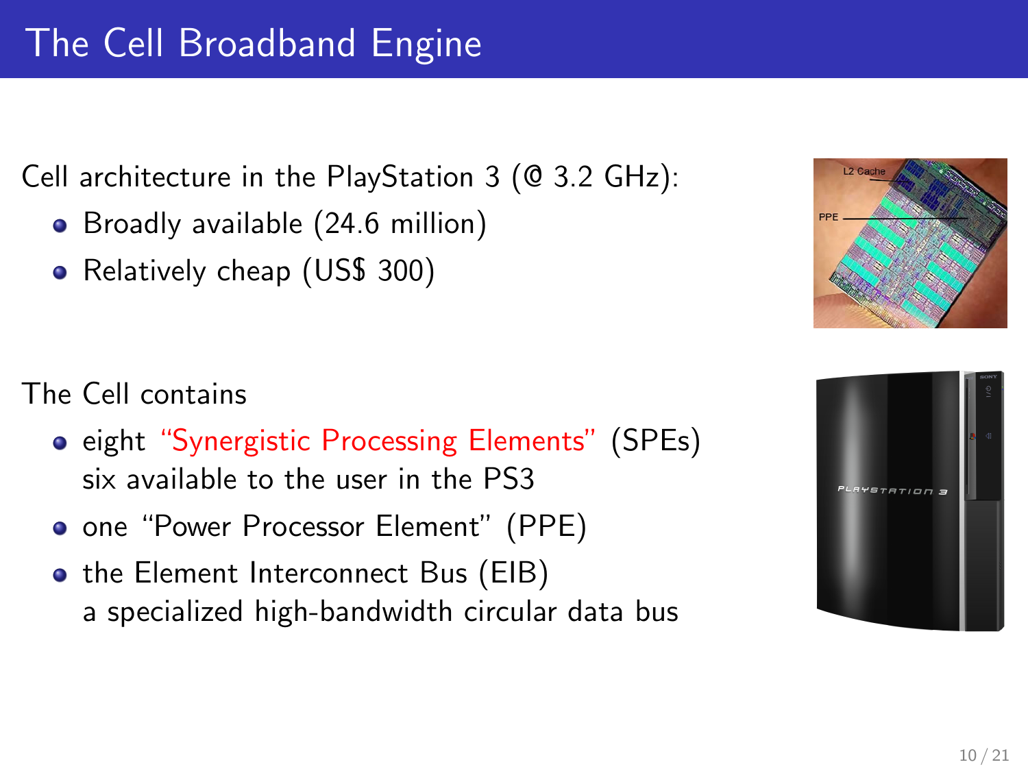# The Cell Broadband Engine

Cell architecture in the PlayStation 3 (@ 3.2 GHz):

- Broadly available (24.6 million)
- Relatively cheap (US$ 300)

The Cell contains

- eight "Synergistic Processing Elements" (SPEs)
  six available to the user in the PS3
- one "Power Processor Element" (PPE)
- the Element Interconnect Bus (EIB)
  a specialized high-bandwidth circular data bus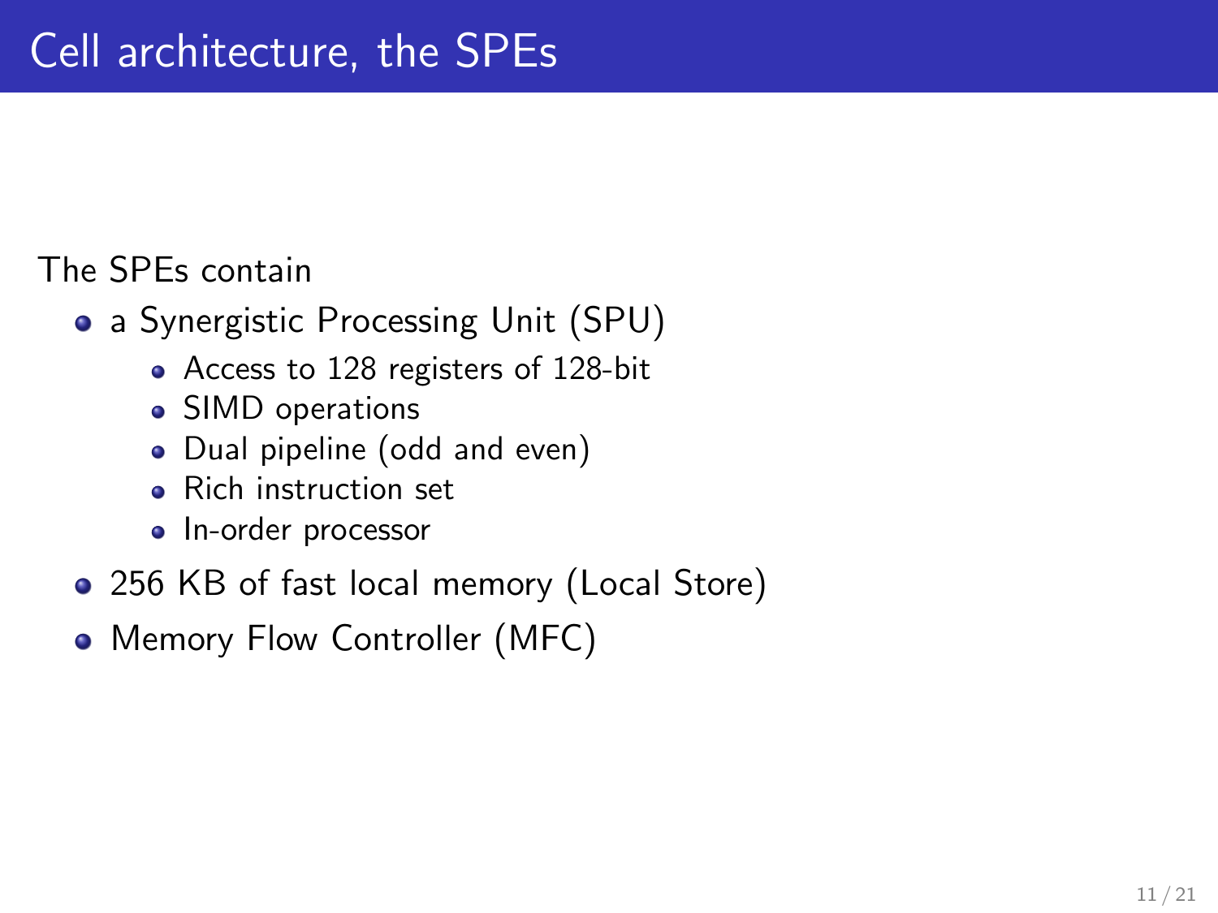# Cell architecture, the SPEs

The SPEs contain

- a Synergistic Processing Unit (SPU)
  - Access to 128 registers of 128-bit
  - SIMD operations
  - Dual pipeline (odd and even)
  - Rich instruction set
  - In-order processor
- 256 KB of fast local memory (Local Store)
- Memory Flow Controller (MFC)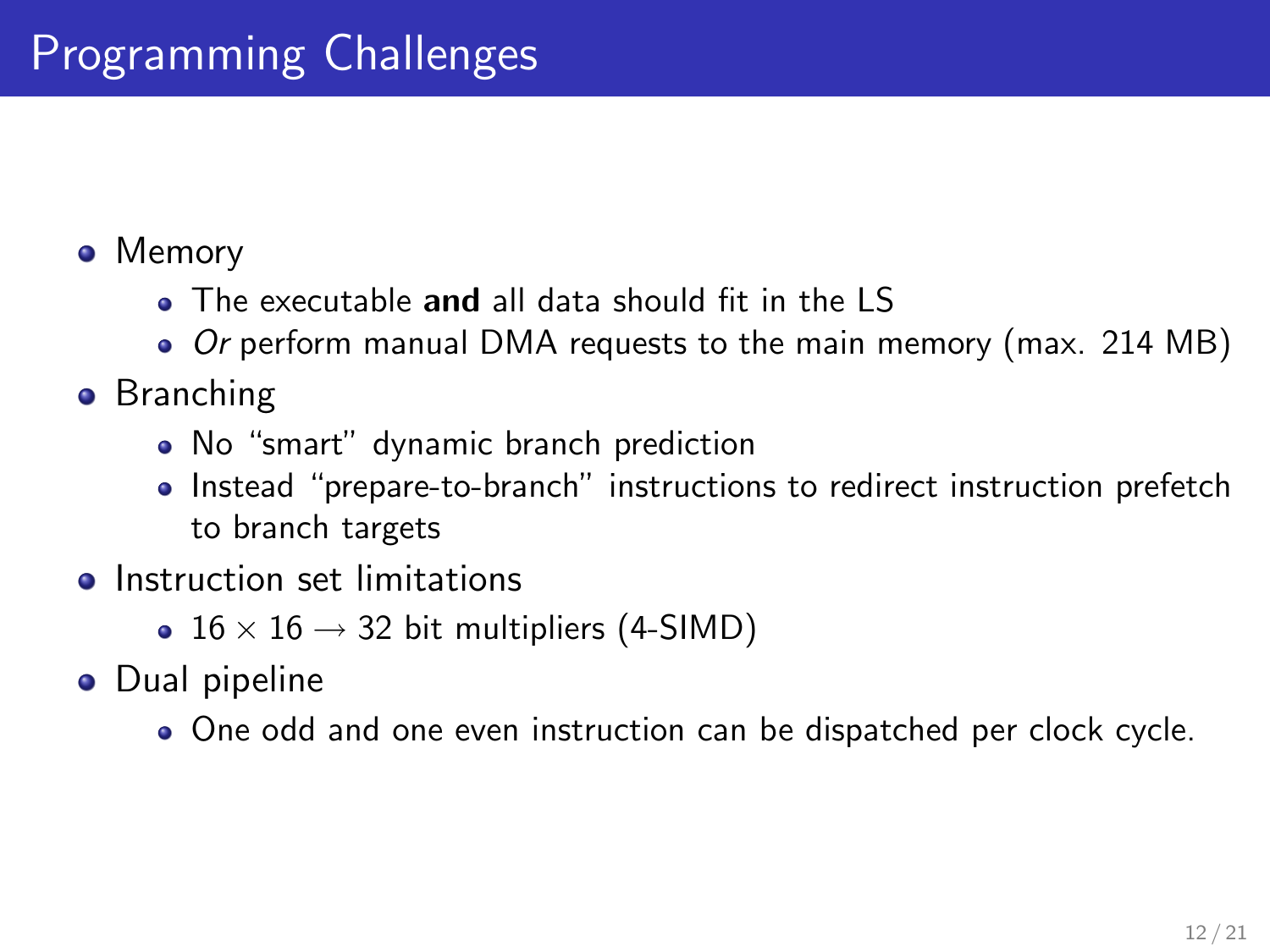# Programming Challenges

- Memory
  - The executable **and** all data should fit in the LS
  - *Or* perform manual DMA requests to the main memory (max. 214 MB)
- Branching
  - No "smart" dynamic branch prediction
  - Instead "prepare-to-branch" instructions to redirect instruction prefetch to branch targets
- Instruction set limitations
  - $16 \times 16 \rightarrow 32$ bit multipliers (4-SIMD)
- Dual pipeline
  - One odd and one even instruction can be dispatched per clock cycle.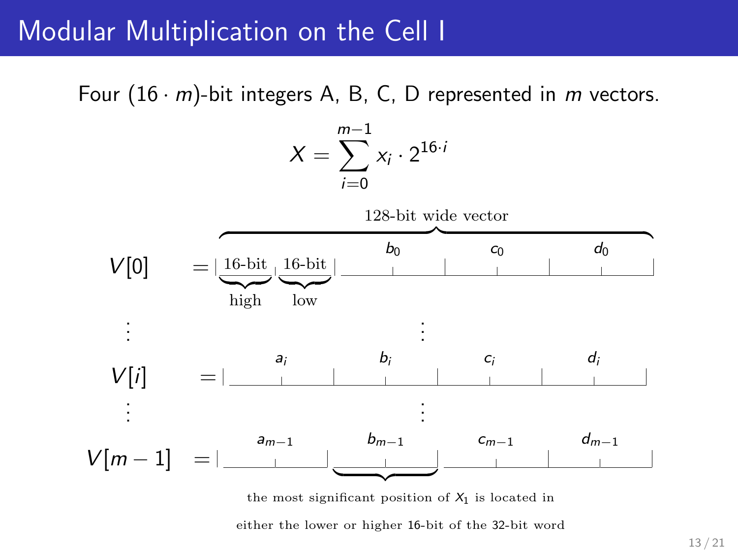# Modular Multiplication on the Cell I

Four $(16 \cdot m)$-bit integers A, B, C, D represented in $m$ vectors.

$$X = \sum_{i=0}^{m-1} x_i \cdot 2^{16 \cdot i}$$

128-bit wide vector

$V[0] =$ | 16-bit (high) | 16-bit (low) | $b_0$ | $c_0$ | $d_0$ |

$\vdots$

$V[i] =$ | $a_i$ | $b_i$ | $c_i$ | $d_i$ |

$\vdots$

$V[m-1] =$ | $a_{m-1}$ | $b_{m-1}$ | $c_{m-1}$ | $d_{m-1}$ |

the most significant position of $X_1$ is located in either the lower or higher 16-bit of the 32-bit word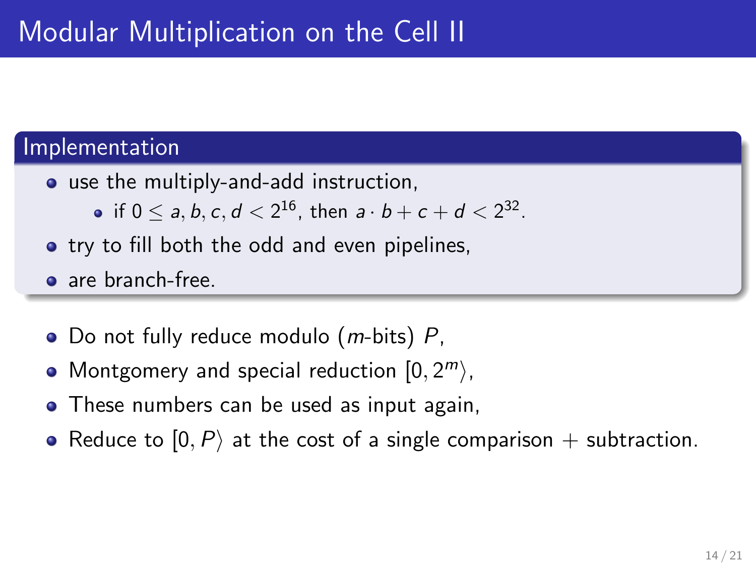# Modular Multiplication on the Cell II

## Implementation

- use the multiply-and-add instruction,
  - if $0 \leq a, b, c, d < 2^{16}$, then $a \cdot b + c + d < 2^{32}$.
- try to fill both the odd and even pipelines,
- are branch-free.

- Do not fully reduce modulo ($m$-bits) $P$,
- Montgomery and special reduction $[0, 2^m\rangle$,
- These numbers can be used as input again,
- Reduce to $[0, P\rangle$ at the cost of a single comparison + subtraction.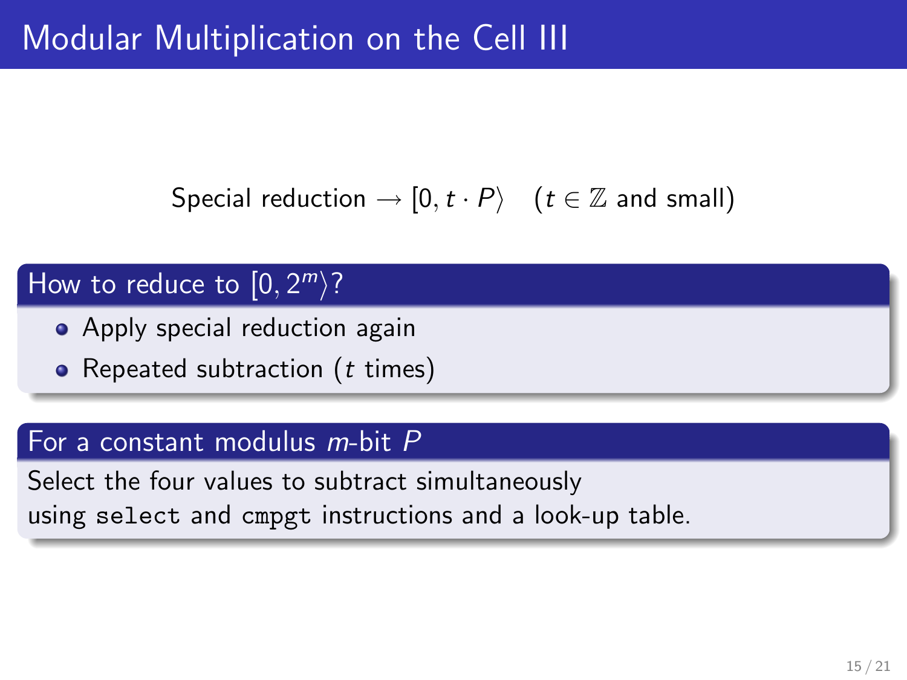# Modular Multiplication on the Cell III

Special reduction $\rightarrow [0, t \cdot P\rangle \quad (t \in \mathbb{Z}$ and small$)$

### How to reduce to $[0, 2^m\rangle$?

- Apply special reduction again
- Repeated subtraction ($t$ times)

### For a constant modulus $m$-bit $P$

Select the four values to subtract simultaneously
using `select` and `cmpgt` instructions and a look-up table.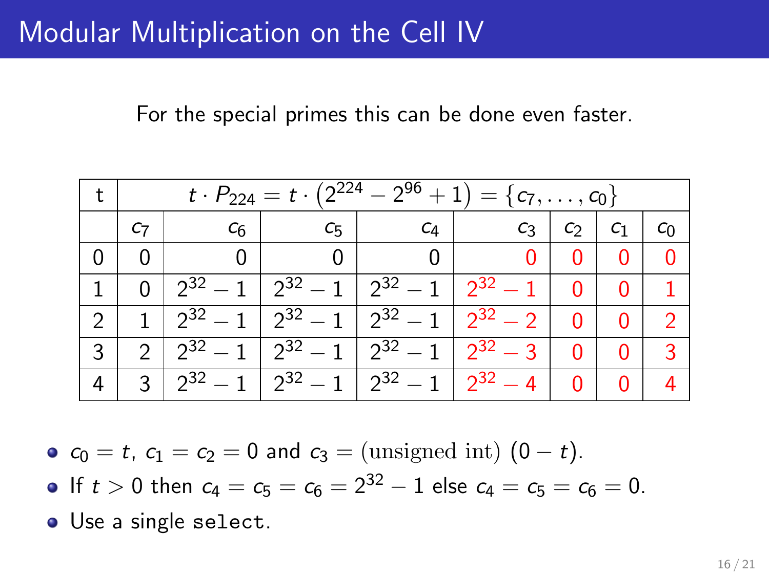# Modular Multiplication on the Cell IV

For the special primes this can be done even faster.

| t | $t \cdot P_{224} = t \cdot \left(2^{224} - 2^{96} + 1\right) = \{c_7, \ldots, c_0\}$ | | | | | | | |
|---|---|---|---|---|---|---|---|---|
| | $c_7$ | $c_6$ | $c_5$ | $c_4$ | $c_3$ | $c_2$ | $c_1$ | $c_0$ |
| 0 | 0 | 0 | 0 | 0 | 0 | 0 | 0 | 0 |
| 1 | 0 | $2^{32}-1$ | $2^{32}-1$ | $2^{32}-1$ | $2^{32}-1$ | 0 | 0 | 1 |
| 2 | 1 | $2^{32}-1$ | $2^{32}-1$ | $2^{32}-1$ | $2^{32}-2$ | 0 | 0 | 2 |
| 3 | 2 | $2^{32}-1$ | $2^{32}-1$ | $2^{32}-1$ | $2^{32}-3$ | 0 | 0 | 3 |
| 4 | 3 | $2^{32}-1$ | $2^{32}-1$ | $2^{32}-1$ | $2^{32}-4$ | 0 | 0 | 4 |

- $c_0 = t$, $c_1 = c_2 = 0$ and $c_3 = (\text{unsigned int})\ (0 - t)$.
- If $t > 0$ then $c_4 = c_5 = c_6 = 2^{32} - 1$ else $c_4 = c_5 = c_6 = 0$.
- Use a single `select`.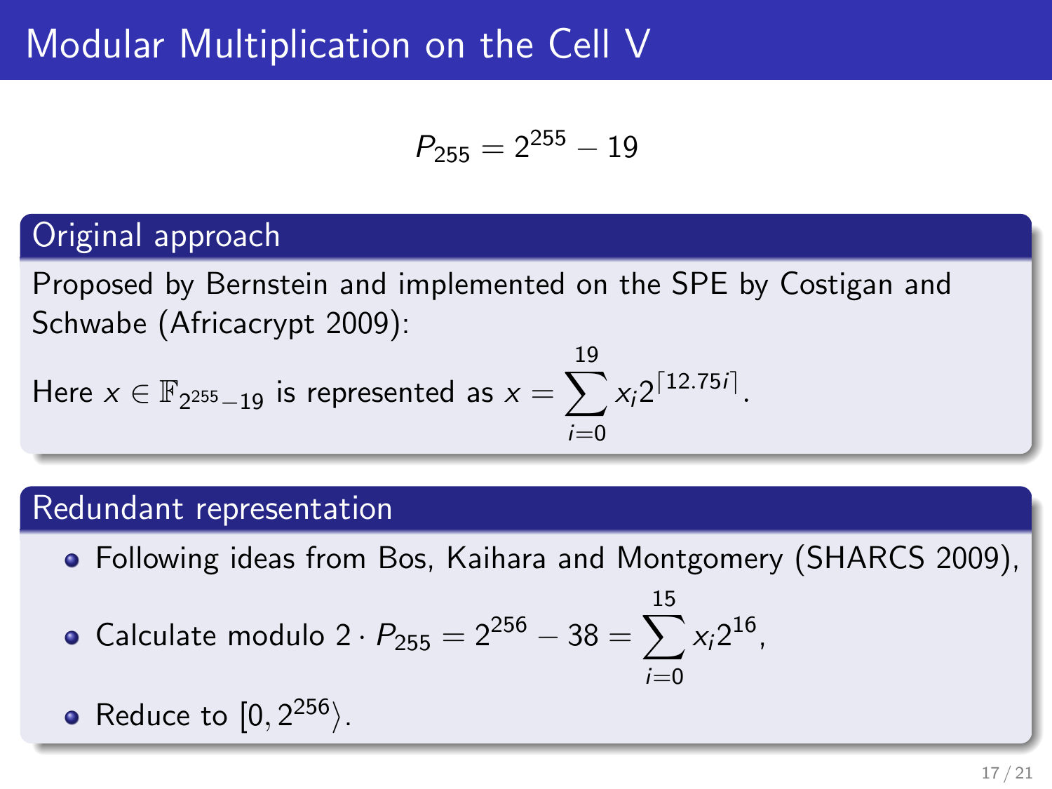# Modular Multiplication on the Cell V

$$P_{255} = 2^{255} - 19$$

## Original approach

Proposed by Bernstein and implemented on the SPE by Costigan and Schwabe (Africacrypt 2009):

Here $x \in \mathbb{F}_{2^{255}-19}$ is represented as $x = \sum_{i=0}^{19} x_i 2^{\lceil 12.75i \rceil}$.

## Redundant representation

- Following ideas from Bos, Kaihara and Montgomery (SHARCS 2009),
- Calculate modulo $2 \cdot P_{255} = 2^{256} - 38 = \sum_{i=0}^{15} x_i 2^{16}$,
- Reduce to $[0, 2^{256}\rangle$.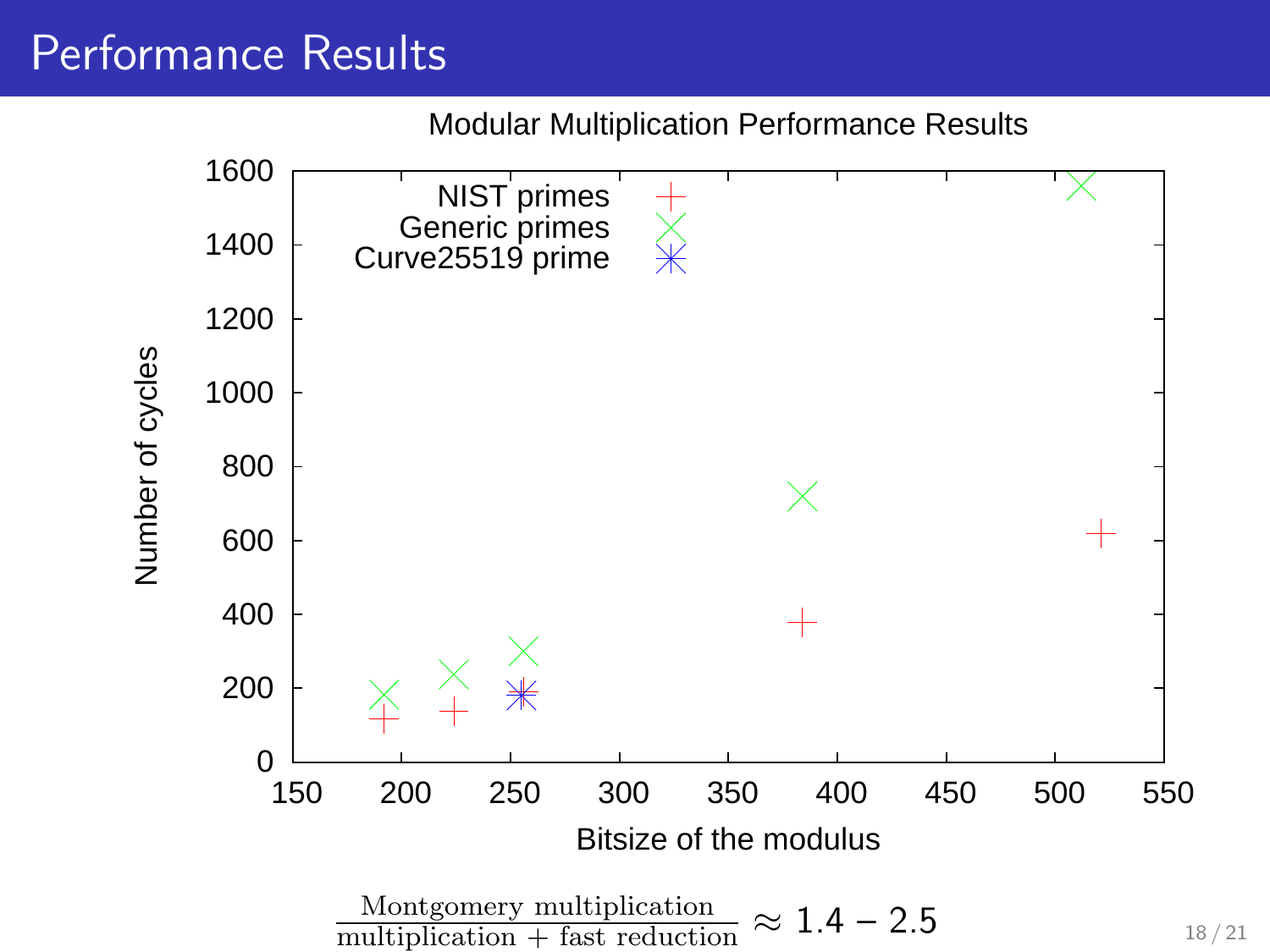# Performance Results

Modular Multiplication Performance Results

| Series | Bitsize of the modulus | Number of cycles (approx.) |
|---|---|---|
| NIST primes | 192 | ~120 |
| NIST primes | 224 | ~140 |
| NIST primes | 256 | ~185 |
| NIST primes | 384 | ~380 |
| NIST primes | 521 | ~620 |
| Generic primes | 192 | ~180 |
| Generic primes | 224 | ~240 |
| Generic primes | 256 | ~300 |
| Generic primes | 384 | ~720 |
| Generic primes | 512 | ~1560 |
| Curve25519 prime | 255 | ~180 |

Axes: x = Bitsize of the modulus (150–550); y = Number of cycles (0–1600).

$$\frac{\text{Montgomery multiplication}}{\text{multiplication + fast reduction}} \approx 1.4 - 2.5$$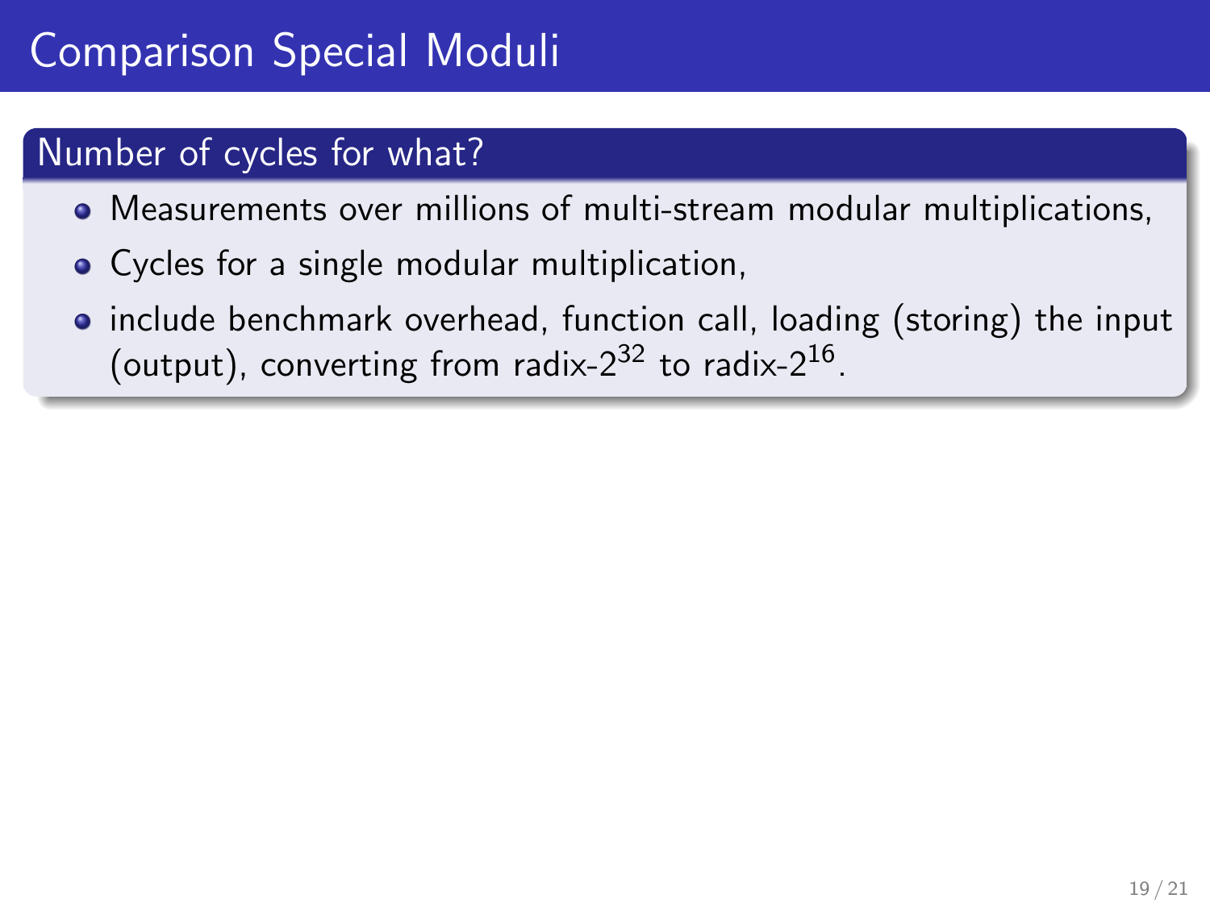# Comparison Special Moduli

## Number of cycles for what?

- Measurements over millions of multi-stream modular multiplications,
- Cycles for a single modular multiplication,
- include benchmark overhead, function call, loading (storing) the input (output), converting from radix-$2^{32}$ to radix-$2^{16}$.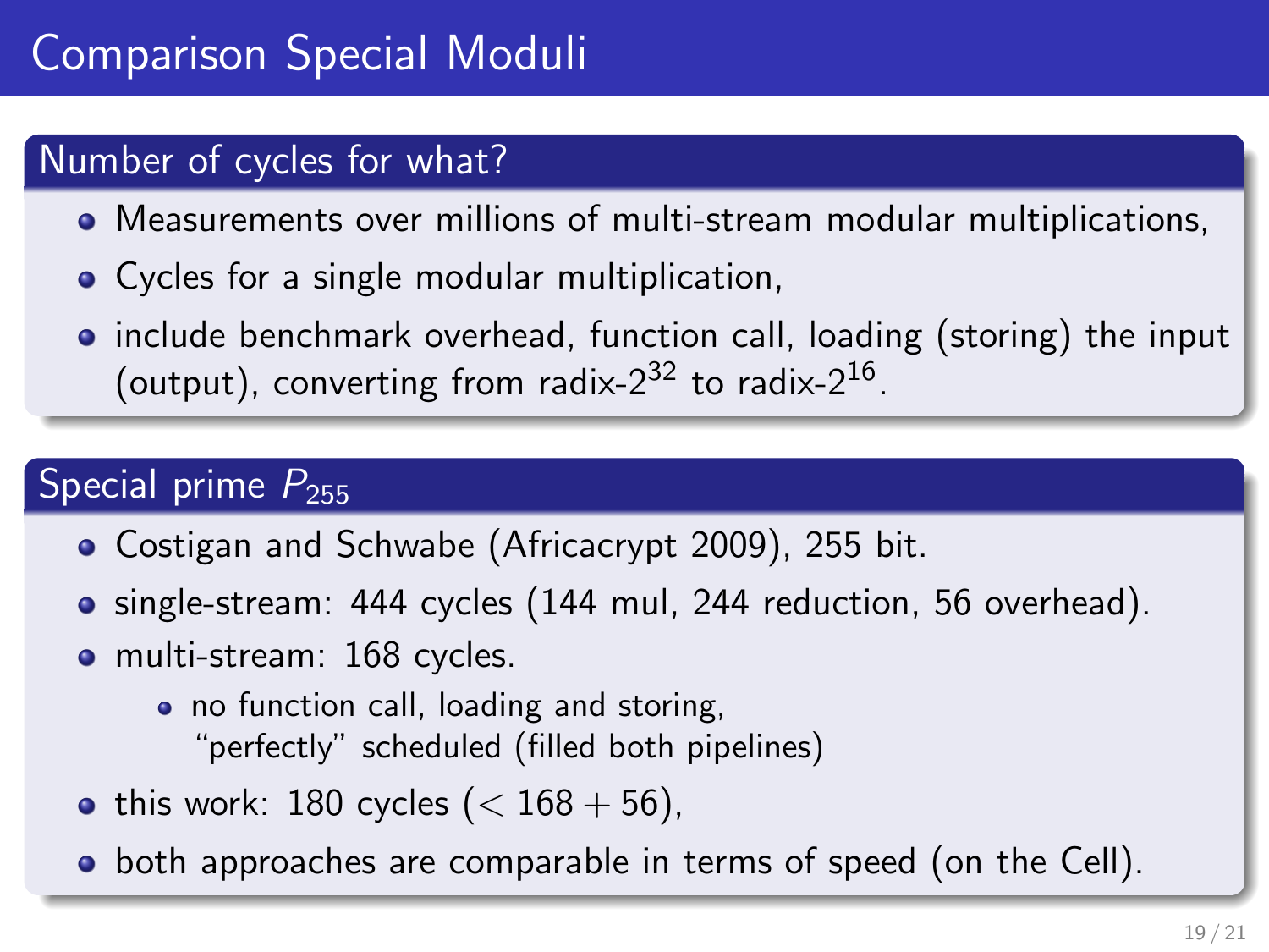# Comparison Special Moduli

## Number of cycles for what?

- Measurements over millions of multi-stream modular multiplications,
- Cycles for a single modular multiplication,
- include benchmark overhead, function call, loading (storing) the input (output), converting from radix-$2^{32}$ to radix-$2^{16}$.

## Special prime $P_{255}$

- Costigan and Schwabe (Africacrypt 2009), 255 bit.
- single-stream: 444 cycles (144 mul, 244 reduction, 56 overhead).
- multi-stream: 168 cycles.
  - no function call, loading and storing, "perfectly" scheduled (filled both pipelines)
- this work: 180 cycles ($< 168 + 56$),
- both approaches are comparable in terms of speed (on the Cell).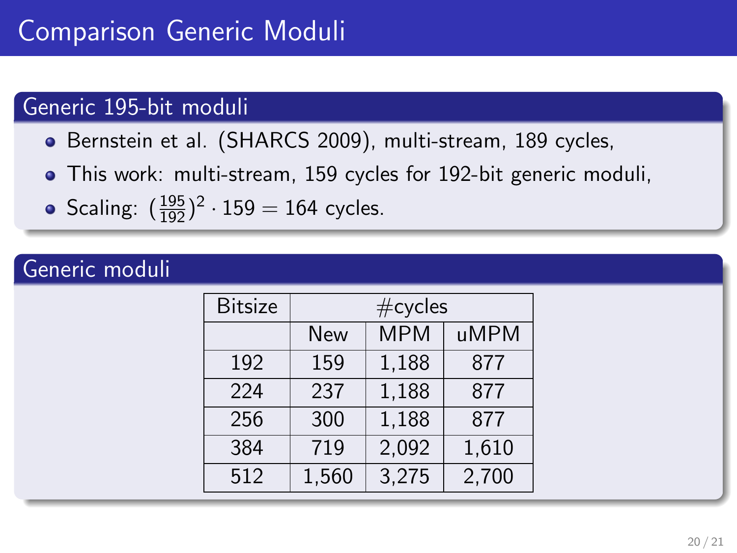# Comparison Generic Moduli

## Generic 195-bit moduli

- Bernstein et al. (SHARCS 2009), multi-stream, 189 cycles,
- This work: multi-stream, 159 cycles for 192-bit generic moduli,
- Scaling: $(\frac{195}{192})^2 \cdot 159 = 164$ cycles.

## Generic moduli

| Bitsize | #cycles | | |
|---|---|---|---|
| | New | MPM | uMPM |
| 192 | 159 | 1,188 | 877 |
| 224 | 237 | 1,188 | 877 |
| 256 | 300 | 1,188 | 877 |
| 384 | 719 | 2,092 | 1,610 |
| 512 | 1,560 | 3,275 | 2,700 |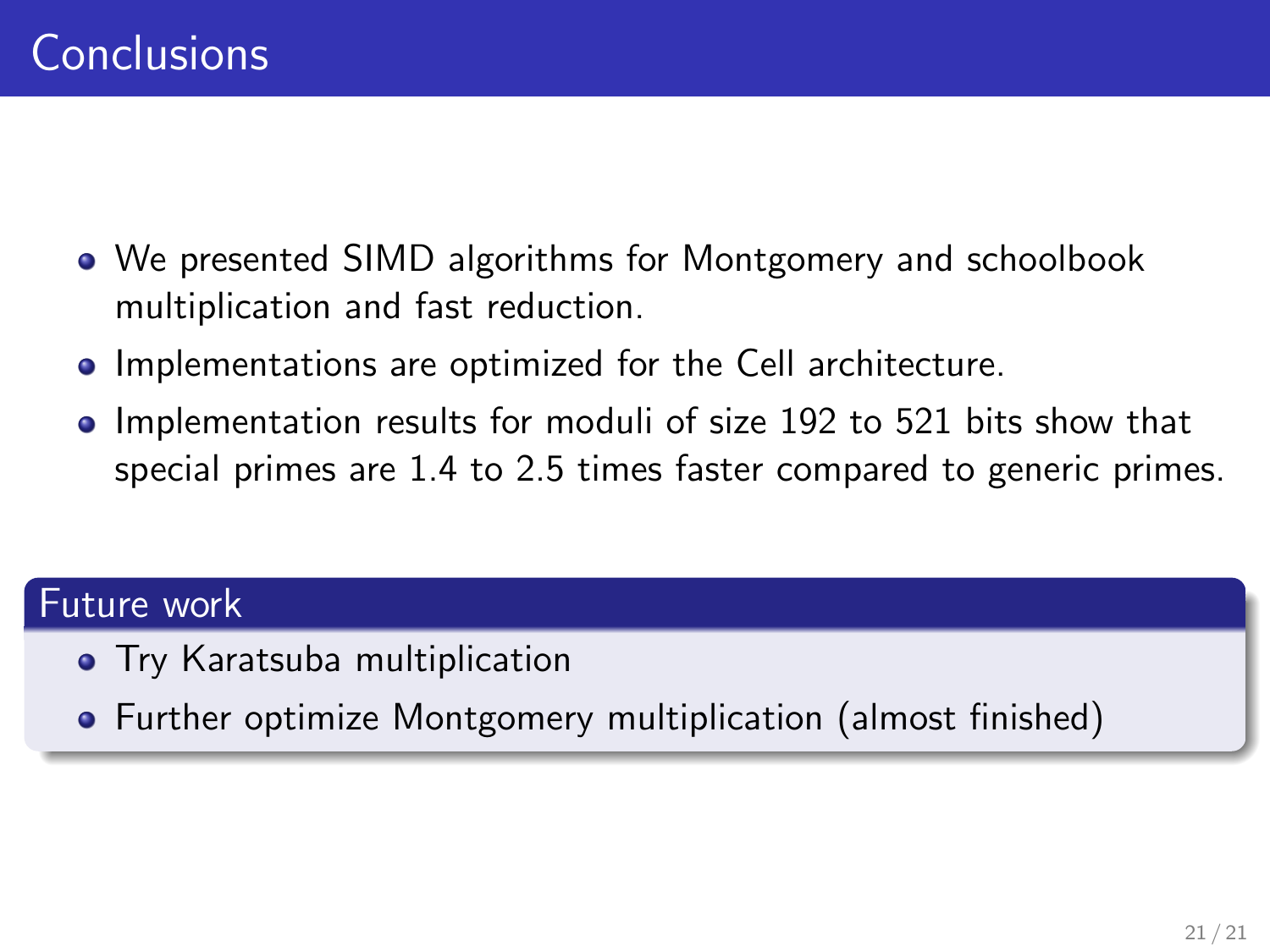# Conclusions

- We presented SIMD algorithms for Montgomery and schoolbook multiplication and fast reduction.
- Implementations are optimized for the Cell architecture.
- Implementation results for moduli of size 192 to 521 bits show that special primes are 1.4 to 2.5 times faster compared to generic primes.

## Future work

- Try Karatsuba multiplication
- Further optimize Montgomery multiplication (almost finished)